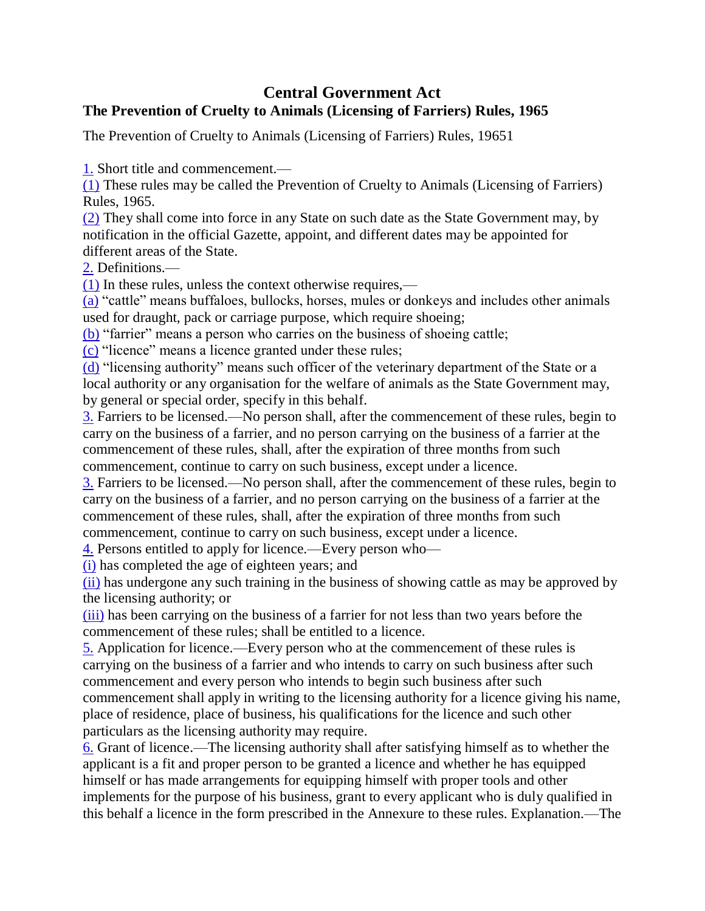# Central Government Act

## The Prevention of Cruelty to Animals (Licensing of Farriers) Rules, 1965

The Prevention of Cruelty to Animals (Licensing of Farriers) Rules, 19651

1. Short title and commencement.—

(1) These rules may be called the Prevention of Cruelty to Animals (Licensing of Farriers) Rules, 1965.

(2) They shall come into force in any State on such date as the State Government may, by notification in the official Gazette, appoint, and different dates may be appointed for different areas of the State.

2. Definitions.—

(1) In these rules, unless the context otherwise requires,—

(a) "cattle" means buffaloes, bullocks, horses, mules or donkeys and includes other animals used for draught, pack or carriage purpose, which require shoeing;

(b) "farrier" means a person who carries on the business of shoeing cattle;

(c) "licence" means a licence granted under these rules;

(d) "licensing authority" means such officer of the veterinary department of the State or a local authority or any organisation for the welfare of animals as the State Government may, by general or special order, specify in this behalf.

3. Farriers to be licensed.—No person shall, after the commencement of these rules, begin to carry on the business of a farrier, and no person carrying on the business of a farrier at the commencement of these rules, shall, after the expiration of three months from such commencement, continue to carry on such business, except under a licence.

3. Farriers to be licensed.—No person shall, after the commencement of these rules, begin to carry on the business of a farrier, and no person carrying on the business of a farrier at the commencement of these rules, shall, after the expiration of three months from such commencement, continue to carry on such business, except under a licence.

4. Persons entitled to apply for licence.—Every person who—

(i) has completed the age of eighteen years; and

(ii) has undergone any such training in the business of showing cattle as may be approved by the licensing authority; or

(iii) has been carrying on the business of a farrier for not less than two years before the commencement of these rules; shall be entitled to a licence.

5. Application for licence.—Every person who at the commencement of these rules is carrying on the business of a farrier and who intends to carry on such business after such commencement and every person who intends to begin such business after such commencement shall apply in writing to the licensing authority for a licence giving his name, place of residence, place of business, his qualifications for the licence and such other particulars as the licensing authority may require.

6. Grant of licence.—The licensing authority shall after satisfying himself as to whether the applicant is a fit and proper person to be granted a licence and whether he has equipped himself or has made arrangements for equipping himself with proper tools and other implements for the purpose of his business, grant to every applicant who is duly qualified in this behalf a licence in the form prescribed in the Annexure to these rules. Explanation.—The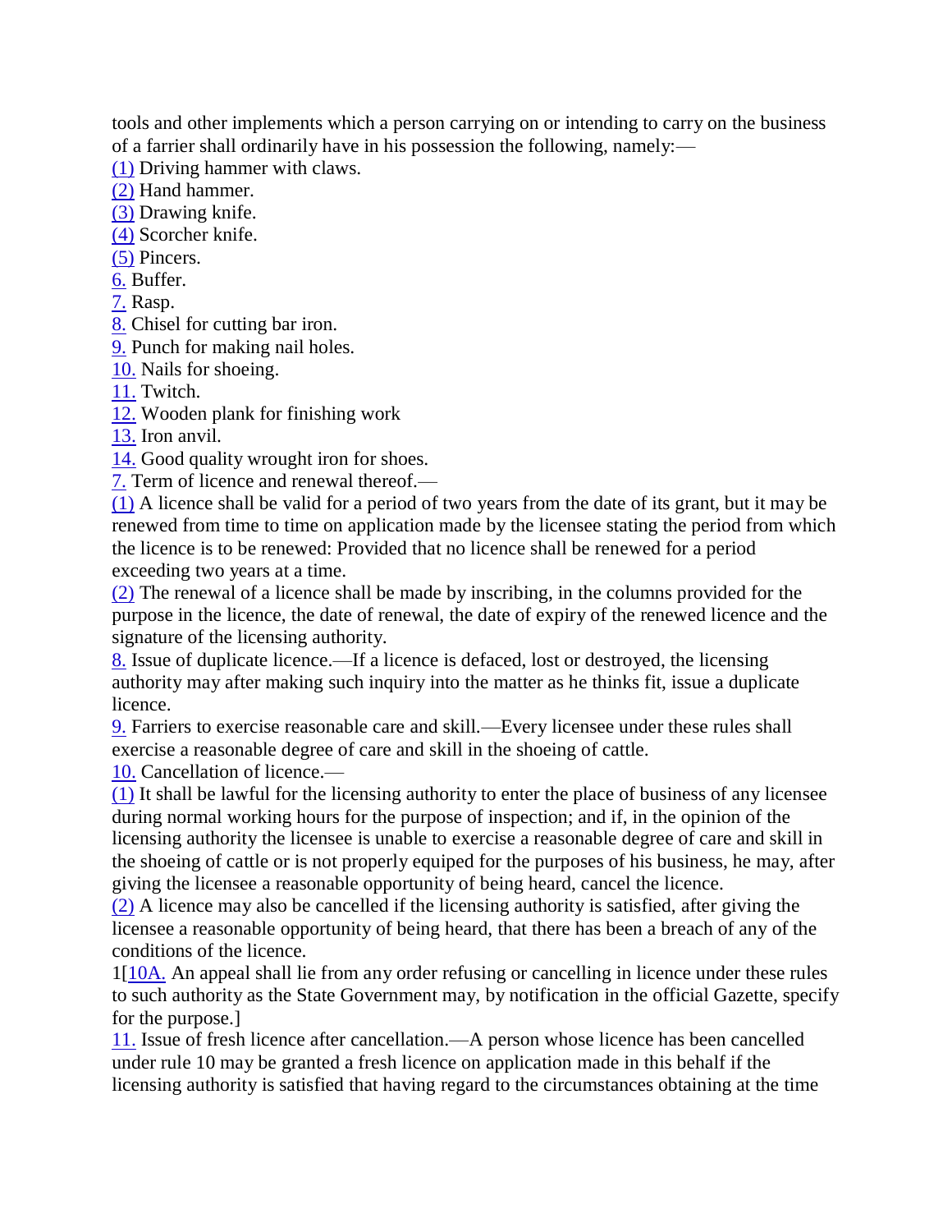tools and other implements which a person carrying on or intending to carry on the business of a farrier shall ordinarily have in his possession the following, namely:—

(1) Driving hammer with claws.

(2) Hand hammer.

(3) Drawing knife.

(4) Scorcher knife.

(5) Pincers.

6. Buffer.

7. Rasp.

8. Chisel for cutting bar iron.

9. Punch for making nail holes.

10. Nails for shoeing.

11. Twitch.

12. Wooden plank for finishing work

13. Iron anvil.

14. Good quality wrought iron for shoes.

7. Term of licence and renewal thereof.—

(1) A licence shall be valid for a period of two years from the date of its grant, but it may be renewed from time to time on application made by the licensee stating the period from which the licence is to be renewed: Provided that no licence shall be renewed for a period exceeding two years at a time.

(2) The renewal of a licence shall be made by inscribing, in the columns provided for the purpose in the licence, the date of renewal, the date of expiry of the renewed licence and the signature of the licensing authority.

8. Issue of duplicate licence.—If a licence is defaced, lost or destroyed, the licensing authority may after making such inquiry into the matter as he thinks fit, issue a duplicate licence.

9. Farriers to exercise reasonable care and skill.—Every licensee under these rules shall exercise a reasonable degree of care and skill in the shoeing of cattle.

10. Cancellation of licence.—

(1) It shall be lawful for the licensing authority to enter the place of business of any licensee during normal working hours for the purpose of inspection; and if, in the opinion of the licensing authority the licensee is unable to exercise a reasonable degree of care and skill in the shoeing of cattle or is not properly equiped for the purposes of his business, he may, after giving the licensee a reasonable opportunity of being heard, cancel the licence.

(2) A licence may also be cancelled if the licensing authority is satisfied, after giving the licensee a reasonable opportunity of being heard, that there has been a breach of any of the conditions of the licence.

1[10A. An appeal shall lie from any order refusing or cancelling in licence under these rules to such authority as the State Government may, by notification in the official Gazette, specify for the purpose.]

11. Issue of fresh licence after cancellation.—A person whose licence has been cancelled under rule 10 may be granted a fresh licence on application made in this behalf if the licensing authority is satisfied that having regard to the circumstances obtaining at the time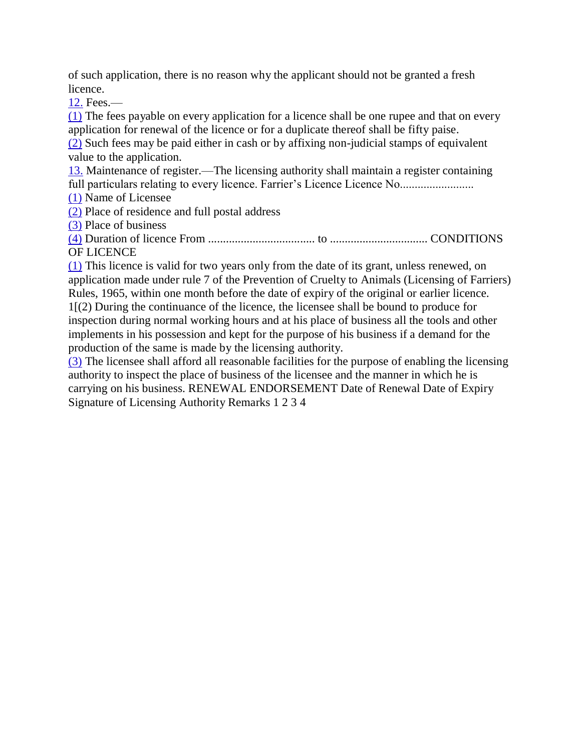of such application, there is no reason why the applicant should not be granted a fresh licence.

12. Fees.—

(1) The fees payable on every application for a licence shall be one rupee and that on every application for renewal of the licence or for a duplicate thereof shall be fifty paise.

(2) Such fees may be paid either in cash or by affixing non-judicial stamps of equivalent value to the application.

13. Maintenance of register.—The licensing authority shall maintain a register containing full particulars relating to every licence. Farrier's Licence Licence No.........................

(1) Name of Licensee

(2) Place of residence and full postal address

(3) Place of business

(4) Duration of licence From .................................... to ................................ CONDITIONS OF LICENCE

(1) This licence is valid for two years only from the date of its grant, unless renewed, on application made under rule 7 of the Prevention of Cruelty to Animals (Licensing of Farriers) Rules, 1965, within one month before the date of expiry of the original or earlier licence.

1[(2) During the continuance of the licence, the licensee shall be bound to produce for inspection during normal working hours and at his place of business all the tools and other implements in his possession and kept for the purpose of his business if a demand for the production of the same is made by the licensing authority.

(3) The licensee shall afford all reasonable facilities for the purpose of enabling the licensing authority to inspect the place of business of the licensee and the manner in which he is carrying on his business. RENEWAL ENDORSEMENT Date of Renewal Date of Expiry Signature of Licensing Authority Remarks 1 2 3 4